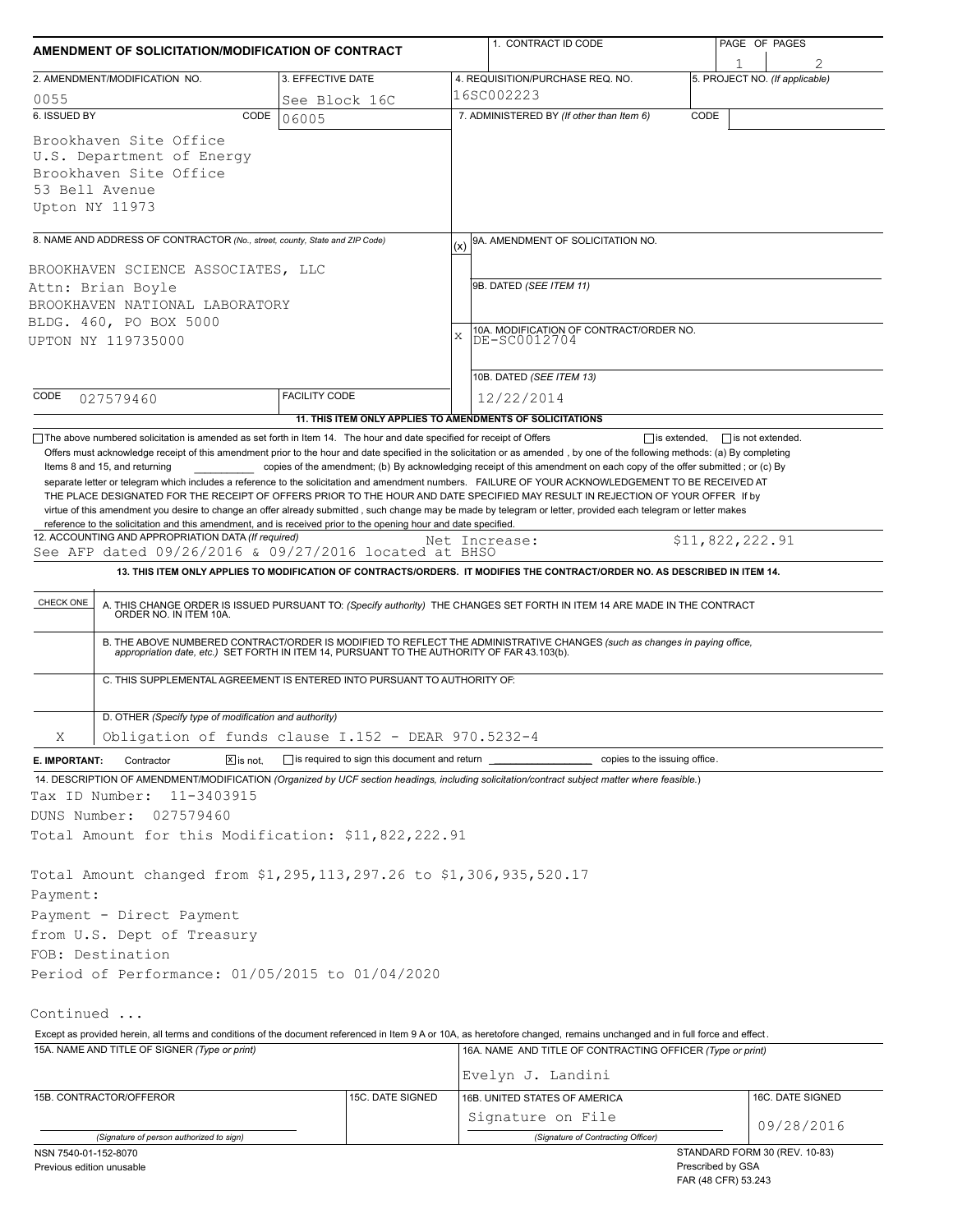# AMENDMENT OF SOLICITATION/MODIFICATION OF CONTRACT

| 1. CONTRACT ID CODE | PAGE OF PAGES |
|---|---|
| | 1 2 |

| 2. AMENDMENT/MODIFICATION NO. | 3. EFFECTIVE DATE | 4. REQUISITION/PURCHASE REQ. NO. | 5. PROJECT NO. (If applicable) |
|---|---|---|---|
| 0055 | See Block 16C | 16SC002223 | |

**6. ISSUED BY** CODE 06005

Brookhaven Site Office
U.S. Department of Energy
Brookhaven Site Office
53 Bell Avenue
Upton NY 11973

**7. ADMINISTERED BY** *(If other than Item 6)* CODE

**8. NAME AND ADDRESS OF CONTRACTOR** *(No., street, county, State and ZIP Code)*

BROOKHAVEN SCIENCE ASSOCIATES, LLC
Attn: Brian Boyle
BROOKHAVEN NATIONAL LABORATORY
BLDG. 460, PO BOX 5000
UPTON NY 119735000

CODE 027579460 FACILITY CODE

(x) 9A. AMENDMENT OF SOLICITATION NO.

9B. DATED *(SEE ITEM 11)*

X 10A. MODIFICATION OF CONTRACT/ORDER NO.
DE-SC0012704

10B. DATED *(SEE ITEM 13)*
12/22/2014

**11. THIS ITEM ONLY APPLIES TO AMENDMENTS OF SOLICITATIONS**

☐ The above numbered solicitation is amended as set forth in Item 14. The hour and date specified for receipt of Offers ☐ is extended, ☐ is not extended.

Offers must acknowledge receipt of this amendment prior to the hour and date specified in the solicitation or as amended , by one of the following methods: (a) By completing Items 8 and 15, and returning \_\_\_\_\_\_\_\_\_\_ copies of the amendment; (b) By acknowledging receipt of this amendment on each copy of the offer submitted ; or (c) By separate letter or telegram which includes a reference to the solicitation and amendment numbers. FAILURE OF YOUR ACKNOWLEDGEMENT TO BE RECEIVED AT THE PLACE DESIGNATED FOR THE RECEIPT OF OFFERS PRIOR TO THE HOUR AND DATE SPECIFIED MAY RESULT IN REJECTION OF YOUR OFFER If by virtue of this amendment you desire to change an offer already submitted , such change may be made by telegram or letter, provided each telegram or letter makes reference to the solicitation and this amendment, and is received prior to the opening hour and date specified.

**12. ACCOUNTING AND APPROPRIATION DATA** *(If required)*
See AFP dated 09/26/2016 & 09/27/2016 located at BHSO    Net Increase:    $11,822,222.91

**13. THIS ITEM ONLY APPLIES TO MODIFICATION OF CONTRACTS/ORDERS. IT MODIFIES THE CONTRACT/ORDER NO. AS DESCRIBED IN ITEM 14.**

| CHECK ONE | |
|---|---|
| | A. THIS CHANGE ORDER IS ISSUED PURSUANT TO: *(Specify authority)* THE CHANGES SET FORTH IN ITEM 14 ARE MADE IN THE CONTRACT ORDER NO. IN ITEM 10A. |
| | B. THE ABOVE NUMBERED CONTRACT/ORDER IS MODIFIED TO REFLECT THE ADMINISTRATIVE CHANGES *(such as changes in paying office, appropriation date, etc.)* SET FORTH IN ITEM 14, PURSUANT TO THE AUTHORITY OF FAR 43.103(b). |
| | C. THIS SUPPLEMENTAL AGREEMENT IS ENTERED INTO PURSUANT TO AUTHORITY OF: |
| X | D. OTHER *(Specify type of modification and authority)* Obligation of funds clause I.152 - DEAR 970.5232-4 |

**E. IMPORTANT:** Contractor ☒ is not, ☐ is required to sign this document and return \_\_\_\_\_\_\_\_ copies to the issuing office.

**14. DESCRIPTION OF AMENDMENT/MODIFICATION** *(Organized by UCF section headings, including solicitation/contract subject matter where feasible.)*

Tax ID Number: 11-3403915
DUNS Number: 027579460
Total Amount for this Modification: $11,822,222.91

Total Amount changed from $1,295,113,297.26 to $1,306,935,520.17
Payment:
Payment - Direct Payment
from U.S. Dept of Treasury
FOB: Destination
Period of Performance: 01/05/2015 to 01/04/2020

Continued ...

Except as provided herein, all terms and conditions of the document referenced in Item 9 A or 10A, as heretofore changed, remains unchanged and in full force and effect.

| 15A. NAME AND TITLE OF SIGNER *(Type or print)* | | 16A. NAME AND TITLE OF CONTRACTING OFFICER *(Type or print)* | |
|---|---|---|---|
| | | Evelyn J. Landini | |
| 15B. CONTRACTOR/OFFEROR | 15C. DATE SIGNED | 16B. UNITED STATES OF AMERICA | 16C. DATE SIGNED |
| *(Signature of person authorized to sign)* | | Signature on File *(Signature of Contracting Officer)* | 09/28/2016 |

NSN 7540-01-152-8070
Previous edition unusable

STANDARD FORM 30 (REV. 10-83)
Prescribed by GSA
FAR (48 CFR) 53.243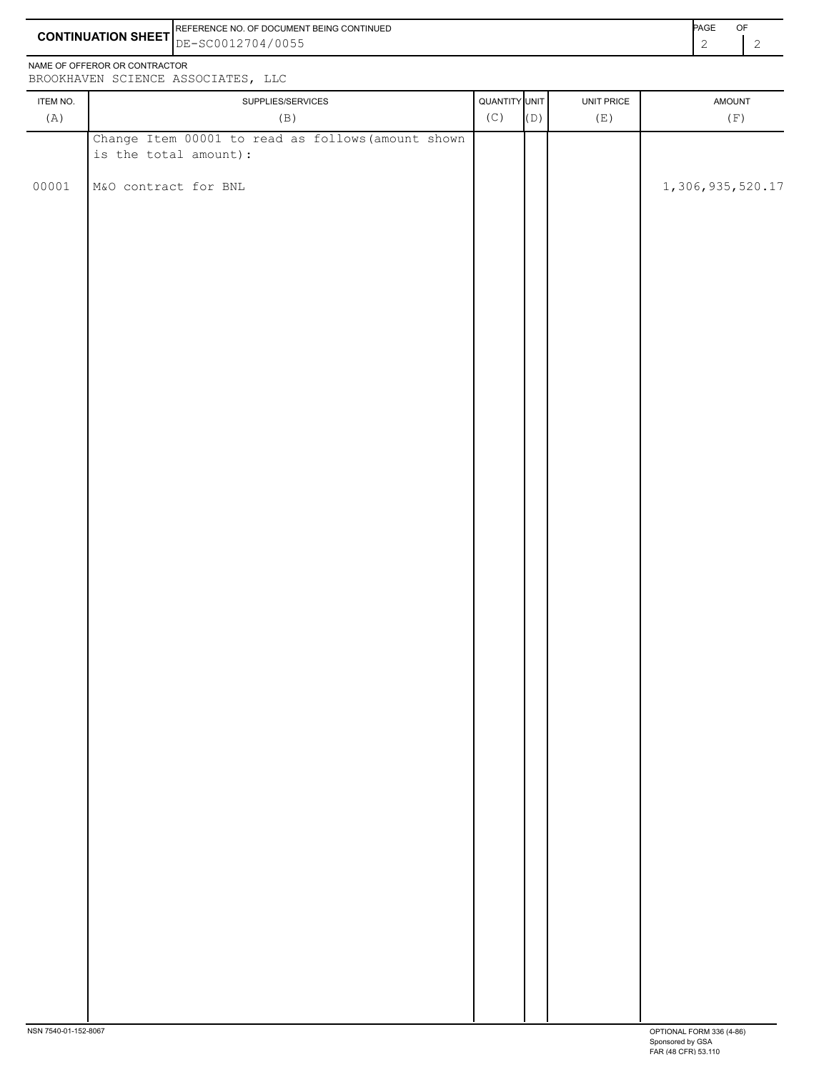**CONTINUATION SHEET**

REFERENCE NO. OF DOCUMENT BEING CONTINUED
DE-SC0012704/0055

NAME OF OFFEROR OR CONTRACTOR
BROOKHAVEN SCIENCE ASSOCIATES, LLC

| ITEM NO. (A) | SUPPLIES/SERVICES (B) | QUANTITY (C) | UNIT (D) | UNIT PRICE (E) | AMOUNT (F) |
|---|---|---|---|---|---|
| | Change Item 00001 to read as follows(amount shown is the total amount): | | | | |
| 00001 | M&O contract for BNL | | | | 1,306,935,520.17 |

NSN 7540-01-152-8067

OPTIONAL FORM 336 (4-86)
Sponsored by GSA
FAR (48 CFR) 53.110